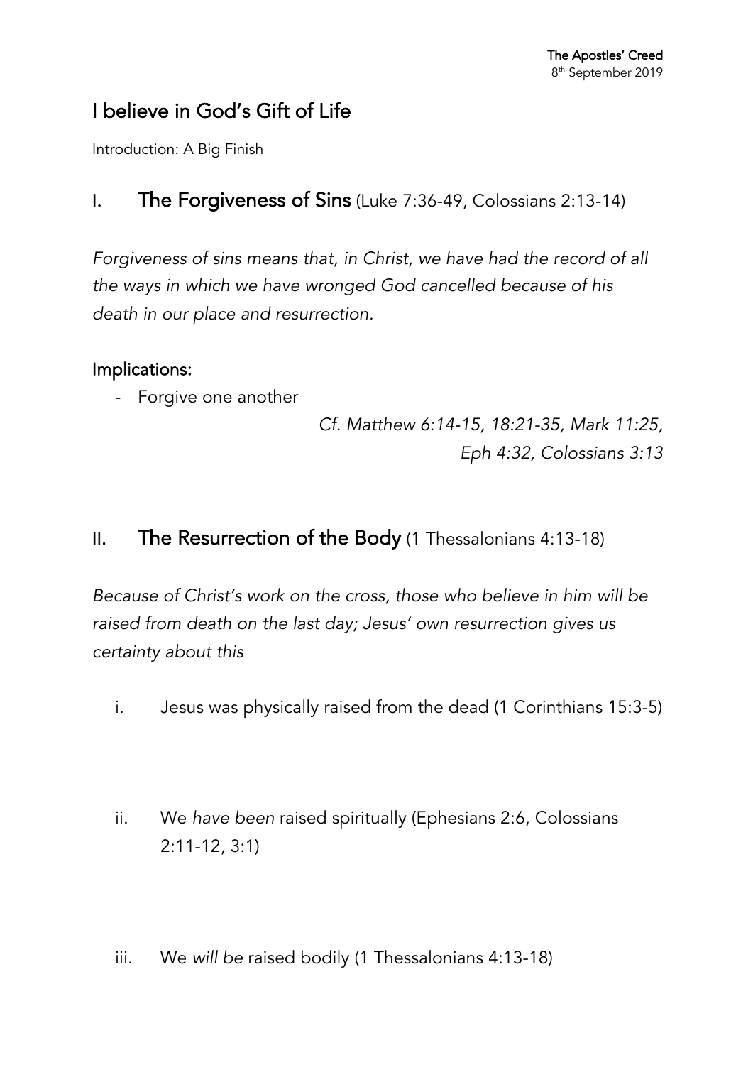# I believe in God's Gift of Life

Introduction: A Big Finish

## I. The Forgiveness of Sins (Luke 7:36-49, Colossians 2:13-14)

*Forgiveness of sins means that, in Christ, we have had the record of all the ways in which we have wronged God cancelled because of his death in our place and resurrection.*

### Implications:

- Forgive one another

*Cf. Matthew 6:14-15, 18:21-35, Mark 11:25, Eph 4:32, Colossians 3:13*

## II. The Resurrection of the Body (1 Thessalonians 4:13-18)

*Because of Christ's work on the cross, those who believe in him will be raised from death on the last day; Jesus' own resurrection gives us certainty about this*

i. Jesus was physically raised from the dead (1 Corinthians 15:3-5)

ii. We *have been* raised spiritually (Ephesians 2:6, Colossians 2:11-12, 3:1)

iii. We *will be* raised bodily (1 Thessalonians 4:13-18)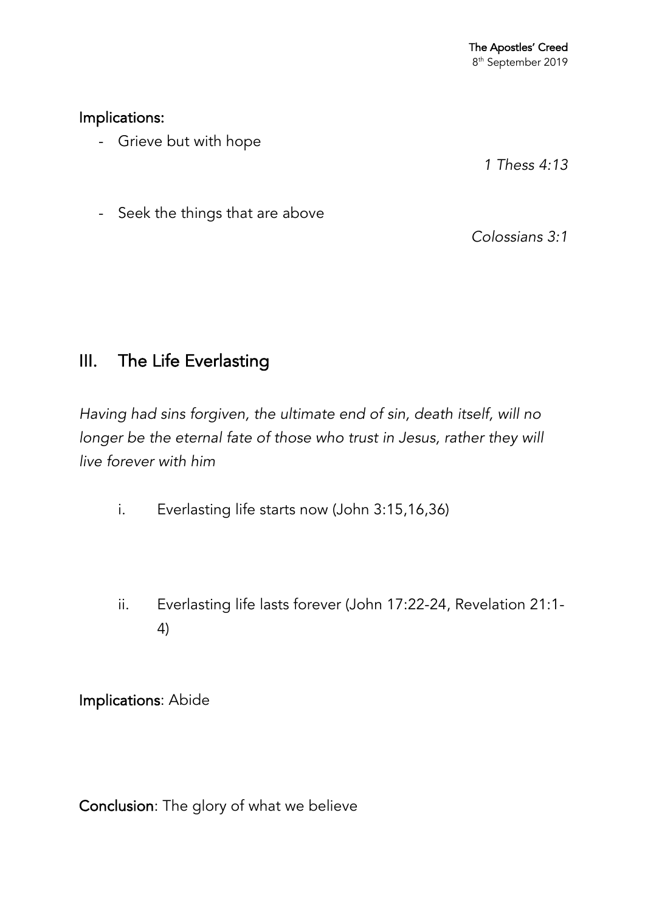**Implications:**

- Grieve but with hope

*1 Thess 4:13*

- Seek the things that are above

*Colossians 3:1*

## III. The Life Everlasting

*Having had sins forgiven, the ultimate end of sin, death itself, will no longer be the eternal fate of those who trust in Jesus, rather they will live forever with him*

i. Everlasting life starts now (John 3:15,16,36)

ii. Everlasting life lasts forever (John 17:22-24, Revelation 21:1-4)

**Implications**: Abide

**Conclusion**: The glory of what we believe